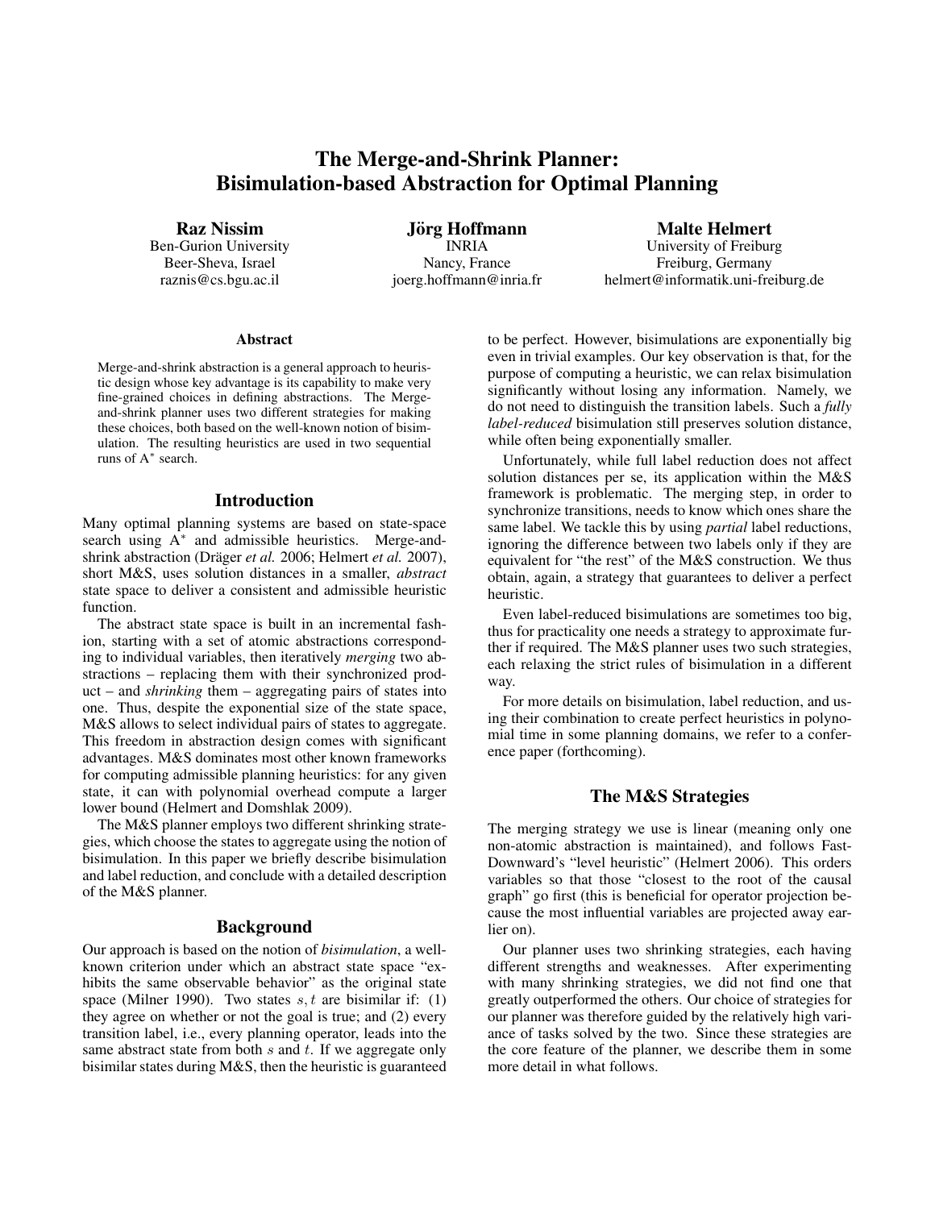# The Merge-and-Shrink Planner: Bisimulation-based Abstraction for Optimal Planning

**Raz Nissim**
Ben-Gurion University
Beer-Sheva, Israel
raznis@cs.bgu.ac.il

**Jörg Hoffmann**
INRIA
Nancy, France
joerg.hoffmann@inria.fr

**Malte Helmert**
University of Freiburg
Freiburg, Germany
helmert@informatik.uni-freiburg.de

## Abstract

Merge-and-shrink abstraction is a general approach to heuristic design whose key advantage is its capability to make very fine-grained choices in defining abstractions. The Merge-and-shrink planner uses two different strategies for making these choices, both based on the well-known notion of bisimulation. The resulting heuristics are used in two sequential runs of $A^*$ search.

## Introduction

Many optimal planning systems are based on state-space search using $A^*$ and admissible heuristics. Merge-and-shrink abstraction (Dräger *et al.* 2006; Helmert *et al.* 2007), short M&S, uses solution distances in a smaller, *abstract* state space to deliver a consistent and admissible heuristic function.

The abstract state space is built in an incremental fashion, starting with a set of atomic abstractions corresponding to individual variables, then iteratively *merging* two abstractions – replacing them with their synchronized product – and *shrinking* them – aggregating pairs of states into one. Thus, despite the exponential size of the state space, M&S allows to select individual pairs of states to aggregate. This freedom in abstraction design comes with significant advantages. M&S dominates most other known frameworks for computing admissible planning heuristics: for any given state, it can with polynomial overhead compute a larger lower bound (Helmert and Domshlak 2009).

The M&S planner employs two different shrinking strategies, which choose the states to aggregate using the notion of bisimulation. In this paper we briefly describe bisimulation and label reduction, and conclude with a detailed description of the M&S planner.

## Background

Our approach is based on the notion of *bisimulation*, a well-known criterion under which an abstract state space "exhibits the same observable behavior" as the original state space (Milner 1990). Two states $s, t$ are bisimilar if: (1) they agree on whether or not the goal is true; and (2) every transition label, i.e., every planning operator, leads into the same abstract state from both $s$ and $t$. If we aggregate only bisimilar states during M&S, then the heuristic is guaranteed to be perfect. However, bisimulations are exponentially big even in trivial examples. Our key observation is that, for the purpose of computing a heuristic, we can relax bisimulation significantly without losing any information. Namely, we do not need to distinguish the transition labels. Such a *fully label-reduced* bisimulation still preserves solution distance, while often being exponentially smaller.

Unfortunately, while full label reduction does not affect solution distances per se, its application within the M&S framework is problematic. The merging step, in order to synchronize transitions, needs to know which ones share the same label. We tackle this by using *partial* label reductions, ignoring the difference between two labels only if they are equivalent for "the rest" of the M&S construction. We thus obtain, again, a strategy that guarantees to deliver a perfect heuristic.

Even label-reduced bisimulations are sometimes too big, thus for practicality one needs a strategy to approximate further if required. The M&S planner uses two such strategies, each relaxing the strict rules of bisimulation in a different way.

For more details on bisimulation, label reduction, and using their combination to create perfect heuristics in polynomial time in some planning domains, we refer to a conference paper (forthcoming).

## The M&S Strategies

The merging strategy we use is linear (meaning only one non-atomic abstraction is maintained), and follows Fast-Downward's "level heuristic" (Helmert 2006). This orders variables so that those "closest to the root of the causal graph" go first (this is beneficial for operator projection because the most influential variables are projected away earlier on).

Our planner uses two shrinking strategies, each having different strengths and weaknesses. After experimenting with many shrinking strategies, we did not find one that greatly outperformed the others. Our choice of strategies for our planner was therefore guided by the relatively high variance of tasks solved by the two. Since these strategies are the core feature of the planner, we describe them in some more detail in what follows.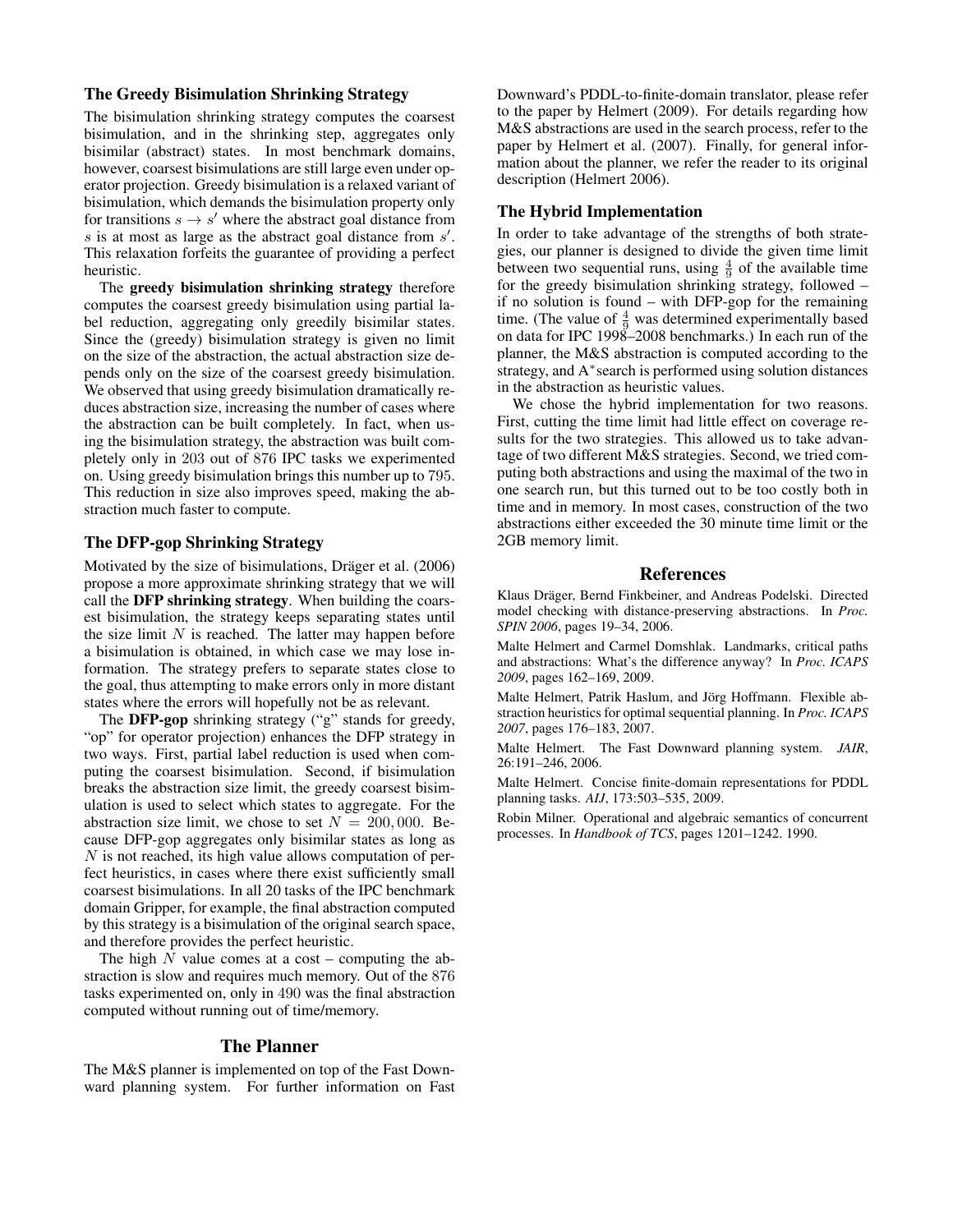### The Greedy Bisimulation Shrinking Strategy

The bisimulation shrinking strategy computes the coarsest bisimulation, and in the shrinking step, aggregates only bisimilar (abstract) states. In most benchmark domains, however, coarsest bisimulations are still large even under operator projection. Greedy bisimulation is a relaxed variant of bisimulation, which demands the bisimulation property only for transitions $s \to s'$ where the abstract goal distance from $s$ is at most as large as the abstract goal distance from $s'$. This relaxation forfeits the guarantee of providing a perfect heuristic.

The **greedy bisimulation shrinking strategy** therefore computes the coarsest greedy bisimulation using partial label reduction, aggregating only greedily bisimilar states. Since the (greedy) bisimulation strategy is given no limit on the size of the abstraction, the actual abstraction size depends only on the size of the coarsest greedy bisimulation. We observed that using greedy bisimulation dramatically reduces abstraction size, increasing the number of cases where the abstraction can be built completely. In fact, when using the bisimulation strategy, the abstraction was built completely only in 203 out of 876 IPC tasks we experimented on. Using greedy bisimulation brings this number up to 795. This reduction in size also improves speed, making the abstraction much faster to compute.

### The DFP-gop Shrinking Strategy

Motivated by the size of bisimulations, Dräger et al. (2006) propose a more approximate shrinking strategy that we will call the **DFP shrinking strategy**. When building the coarsest bisimulation, the strategy keeps separating states until the size limit $N$ is reached. The latter may happen before a bisimulation is obtained, in which case we may lose information. The strategy prefers to separate states close to the goal, thus attempting to make errors only in more distant states where the errors will hopefully not be as relevant.

The **DFP-gop** shrinking strategy ("g" stands for greedy, "op" for operator projection) enhances the DFP strategy in two ways. First, partial label reduction is used when computing the coarsest bisimulation. Second, if bisimulation breaks the abstraction size limit, the greedy coarsest bisimulation is used to select which states to aggregate. For the abstraction size limit, we chose to set $N = 200,000$. Because DFP-gop aggregates only bisimilar states as long as $N$ is not reached, its high value allows computation of perfect heuristics, in cases where there exist sufficiently small coarsest bisimulations. In all 20 tasks of the IPC benchmark domain Gripper, for example, the final abstraction computed by this strategy is a bisimulation of the original search space, and therefore provides the perfect heuristic.

The high $N$ value comes at a cost – computing the abstraction is slow and requires much memory. Out of the 876 tasks experimented on, only in 490 was the final abstraction computed without running out of time/memory.

## The Planner

The M&S planner is implemented on top of the Fast Downward planning system. For further information on Fast Downward's PDDL-to-finite-domain translator, please refer to the paper by Helmert (2009). For details regarding how M&S abstractions are used in the search process, refer to the paper by Helmert et al. (2007). Finally, for general information about the planner, we refer the reader to its original description (Helmert 2006).

### The Hybrid Implementation

In order to take advantage of the strengths of both strategies, our planner is designed to divide the given time limit between two sequential runs, using $\frac{4}{9}$ of the available time for the greedy bisimulation shrinking strategy, followed – if no solution is found – with DFP-gop for the remaining time. (The value of $\frac{4}{9}$ was determined experimentally based on data for IPC 1998–2008 benchmarks.) In each run of the planner, the M&S abstraction is computed according to the strategy, and A$^*$search is performed using solution distances in the abstraction as heuristic values.

We chose the hybrid implementation for two reasons. First, cutting the time limit had little effect on coverage results for the two strategies. This allowed us to take advantage of two different M&S strategies. Second, we tried computing both abstractions and using the maximal of the two in one search run, but this turned out to be too costly both in time and in memory. In most cases, construction of the two abstractions either exceeded the 30 minute time limit or the 2GB memory limit.

## References

Klaus Dräger, Bernd Finkbeiner, and Andreas Podelski. Directed model checking with distance-preserving abstractions. In *Proc. SPIN 2006*, pages 19–34, 2006.

Malte Helmert and Carmel Domshlak. Landmarks, critical paths and abstractions: What's the difference anyway? In *Proc. ICAPS 2009*, pages 162–169, 2009.

Malte Helmert, Patrik Haslum, and Jörg Hoffmann. Flexible abstraction heuristics for optimal sequential planning. In *Proc. ICAPS 2007*, pages 176–183, 2007.

Malte Helmert. The Fast Downward planning system. *JAIR*, 26:191–246, 2006.

Malte Helmert. Concise finite-domain representations for PDDL planning tasks. *AIJ*, 173:503–535, 2009.

Robin Milner. Operational and algebraic semantics of concurrent processes. In *Handbook of TCS*, pages 1201–1242. 1990.